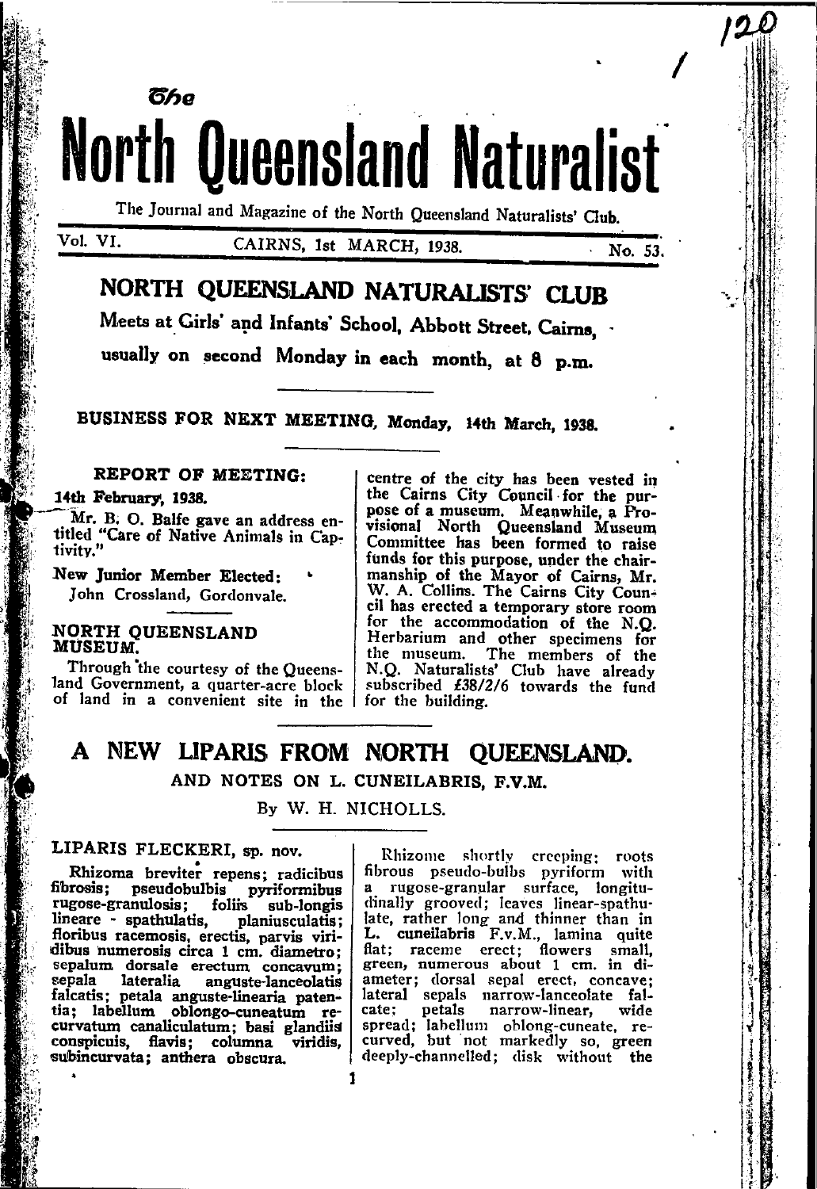# The North Queensland Naturalist

The Journal and Magazine of the North Queensland Naturalists' Club.

Vol. VI. CAIRNS, 1st MARCH, 1938. No. 53.

## NORTH QUEENSLAND NATURALISTS' CLUB

**Meets at Girls' and Infants' School, Abbott Street, Cairns, usually on second Monday in each month, at 8 p.m.**

**BUSINESS FOR NEXT MEETING, Monday, 14th March, 1938.**

### REPORT OF MEETING:

**14th February, 1938.**

Mr. B. O. Balfe gave an address entitled "Care of Native Animals in Captivity."

**New Junior Member Elected:**
John Crossland, Gordonvale.

### NORTH QUEENSLAND MUSEUM.

Through the courtesy of the Queensland Government, a quarter-acre block of land in a convenient site in the centre of the city has been vested in the Cairns City Council for the purpose of a museum. Meanwhile, a Provisional North Queensland Museum Committee has been formed to raise funds for this purpose, under the chairmanship of the Mayor of Cairns, Mr. W. A. Collins. The Cairns City Council has erected a temporary store room for the accommodation of the N.Q. Herbarium and other specimens for the museum. The members of the N.Q. Naturalists' Club have already subscribed £38/2/6 towards the fund for the building.

## A NEW LIPARIS FROM NORTH QUEENSLAND.

### AND NOTES ON L. CUNEILABRIS, F.V.M.

By W. H. NICHOLLS.

**LIPARIS FLECKERI, sp. nov.**

Rhizoma breviter repens; radicibus fibrosis; pseudobulbis pyriformibus rugose-granulosis; foliis sub-longis lineare - spathulatis, planiusculatis; floribus racemosis, erectis, parvis viridibus numerosis circa 1 cm. diametro; sepalum dorsale erectum concavum; sepala lateralia anguste-lanceolatis falcatis; petala anguste-linearia patentia; labellum oblongo-cuneatum recurvatum canaliculatum; basi glandiis conspicuis, flavis; columna viridis, subincurvata; anthera obscura.

Rhizome shortly creeping; roots fibrous pseudo-bulbs pyriform with a rugose-granular surface, longitudinally grooved; leaves linear-spathulate, rather long and thinner than in L. cuneilabris F.v.M., lamina quite flat; raceme erect; flowers small, green, numerous about 1 cm. in diameter; dorsal sepal erect, concave; lateral sepals narrow-lanceolate falcate; petals narrow-linear, wide spread; labellum oblong-cuneate, recurved, but not markedly so, green deeply-channelled; disk without the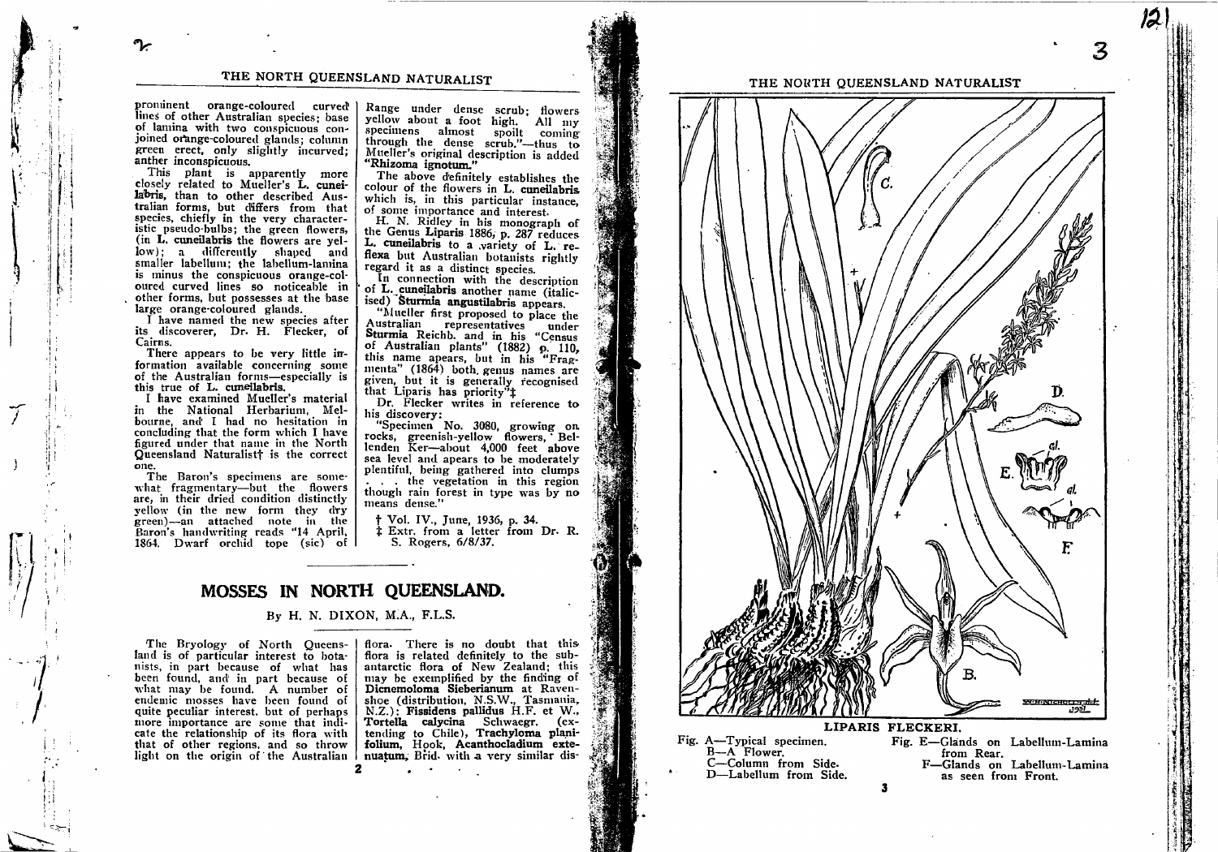prominent orange-coloured curved lines of other Australian species; base of lamina with two conspicuous conjoined orange-coloured glands; column green erect, only slightly incurved; anther inconspicuous.

This plant is apparently more closely related to Mueller's **L. cuneilabris**, than to other described Australian forms, but differs from that species, chiefly in the very characteristic pseudo-bulbs; the green flowers, (in **L. cuneilabris** the flowers are yellow); a differently shaped and smaller labellum; the labellum-lamina is minus the conspicuous orange-coloured curved lines so noticeable in other forms, but possesses at the base large orange-coloured glands.

I have named the new species after its discoverer, Dr. H. Flecker, of Cairns.

There appears to be very little information available concerning some of the Australian forms—especially is this true of **L. cuneilabris.**

I have examined Mueller's material in the National Herbarium, Melbourne, and I had no hesitation in concluding that the form which I have figured under that name in the North Queensland Naturalist† is the correct one.

The Baron's specimens are somewhat fragmentary—but the flowers are, in their dried condition distinctly yellow (in the new form they dry green)—an attached note in the Baron's handwriting reads "14 April, 1864. Dwarf orchid tope (sic) of Range under dense scrub; flowers yellow about a foot high. All my specimens almost spoilt coming through the dense scrub."—thus to Mueller's original description is added **"Rhizoma ignotum."**

The above definitely establishes the colour of the flowers in **L. cuneilabris** which is, in this particular instance, of some importance and interest.

H. N. Ridley in his monograph of the Genus **Liparis** 1886, p. 287 reduces **L. cuneilabris** to a variety of **L. reflexa** but Australian botanists rightly regard it as a distinct species.

In connection with the description of **L. cuneilabris** another name (italicised) **Sturmia angustilabris** appears.

"Mueller first proposed to place the Australian representatives under **Sturmia** Reichb. and in his "Census of Australian plants" (1882) p. 110, this name apears, but in his "Fragmenta" (1864) both genus names are given, but it is generally recognised that Liparis has priority"‡

Dr. Flecker writes in reference to his discovery:

"Specimen No. 3080, growing on rocks, greenish-yellow flowers, Bellenden Ker—about 4,000 feet above sea level and apears to be moderately plentiful, being gathered into clumps . . . the vegetation in this region though rain forest in type was by no means dense."

† Vol. IV., June, 1936, p. 34.

‡ Extr. from a letter from Dr. R. S. Rogers, 6/8/37.

## MOSSES IN NORTH QUEENSLAND.

By H. N. DIXON, M.A., F.L.S.

The Bryology of North Queensland is of particular interest to botanists, in part because of what has been found, and in part because of what may be found. A number of endemic mosses have been found of quite peculiar interest, but of perhaps more importance are some that indicate the relationship of its flora with that of other regions, and so throw light on the origin of the Australian flora. There is no doubt that this flora is related definitely to the subantarctic flora of New Zealand; this may be exemplified by the finding of **Dicnemoloma Sieberianum** at Ravenshoe (distribution, N.S.W., Tasmania, N.Z.): **Fissidens pallidus** H.F. et W., **Tortella calycina** Schwaegr. (extending to Chile), **Trachyloma planifolium**, Hook, **Acanthocladium extenuatum**, Brid. with a very similar dis-

LIPARIS FLECKERI.

Fig. A—Typical specimen.
B—A Flower.
C—Column from Side.
D—Labellum from Side.

Fig. E—Glands on Labellum-Lamina from Rear.
F—Glands on Labellum-Lamina as seen from Front.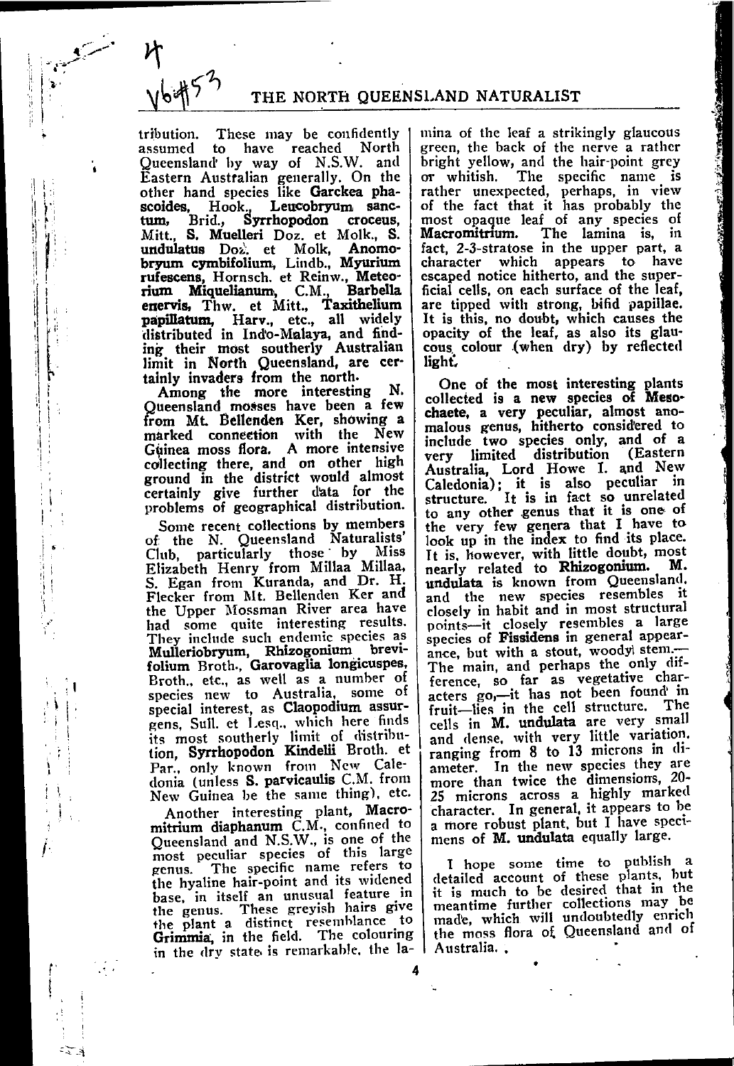tribution. These may be confidently assumed to have reached North Queensland by way of N.S.W. and Eastern Australian generally. On the other hand species like **Garckea phascoides**, Hook., **Leucobryum sanctum**, Brid., **Syrrhopodon croceus**, Mitt., **S. Muelleri** Doz. et Molk., **S. undulatus** Doz. et Molk, **Anomobryum cymbifolium**, Lindb., **Myurium rufescens**, Hornsch. et Reinw., **Meteorium Miquelianum**, C.M., **Barbella enervis**, Thw. et Mitt., **Taxithelium papillatum**, Harv., etc., all widely distributed in Indo-Malaya, and finding their most southerly Australian limit in North Queensland, are certainly invaders from the north.

Among the more interesting N. Queensland mosses have been a few from Mt. Bellenden Ker, showing a marked connection with the New Guinea moss flora. A more intensive collecting there, and on other high ground in the district would almost certainly give further data for the problems of geographical distribution.

Some recent collections by members of the N. Queensland Naturalists' Club, particularly those by Miss Elizabeth Henry from Millaa Millaa, S. Egan from Kuranda, and Dr. H. Flecker from Mt. Bellenden Ker and the Upper Mossman River area have had some quite interesting results. They include such endemic species as **Mulleriobryum**, **Rhizogonium brevifolium** Broth., **Garovaglia longicuspes**, Broth., etc., as well as a number of species new to Australia, some of special interest, as **Claopodium assurgens**, Sull. et Lesq., which here finds its most southerly limit of distribution, **Syrrhopodon Kindelii** Broth. et Par., only known from New Caledonia (unless **S. parvicaulis** C.M. from New Guinea be the same thing), etc.

Another interesting plant, **Macromitrium diaphanum** C.M., confined to Queensland and N.S.W., is one of the most peculiar species of this large genus. The specific name refers to the hyaline hair-point and its widened base, in itself an unusual feature in the genus. These greyish hairs give the plant a distinct resemblance to **Grimmia**, in the field. The colouring in the dry state is remarkable, the lamina of the leaf a strikingly glaucous green, the back of the nerve a rather bright yellow, and the hair-point grey or whitish. The specific name is rather unexpected, perhaps, in view of the fact that it has probably the most opaque leaf of any species of **Macromitrium**. The lamina is, in fact, 2-3-stratose in the upper part, a character which appears to have escaped notice hitherto, and the superficial cells, on each surface of the leaf, are tipped with strong, bifid papillae. It is this, no doubt, which causes the opacity of the leaf, as also its glaucous colour (when dry) by reflected light.

One of the most interesting plants collected is a new species of **Mesochaete**, a very peculiar, almost anomalous genus, hitherto considered to include two species only, and of a very limited distribution (Eastern Australia, Lord Howe I. and New Caledonia); it is also peculiar in structure. It is in fact so unrelated to any other genus that it is one of the very few genera that I have to look up in the index to find its place. It is, however, with little doubt, most nearly related to **Rhizogonium**. **M. undulata** is known from Queensland, and the new species resembles it closely in habit and in most structural points—it closely resembles a large species of **Fissidens** in general appearance, but with a stout, woody stem.—The main, and perhaps the only difference, so far as vegetative characters go,—it has not been found in fruit—lies in the cell structure. The cells in **M. undulata** are very small and dense, with very little variation, ranging from 8 to 13 microns in diameter. In the new species they are more than twice the dimensions, 20-25 microns across a highly marked character. In general, it appears to be a more robust plant, but I have specimens of **M. undulata** equally large.

I hope some time to publish a detailed account of these plants, but it is much to be desired that in the meantime further collections may be made, which will undoubtedly enrich the moss flora of Queensland and of Australia.